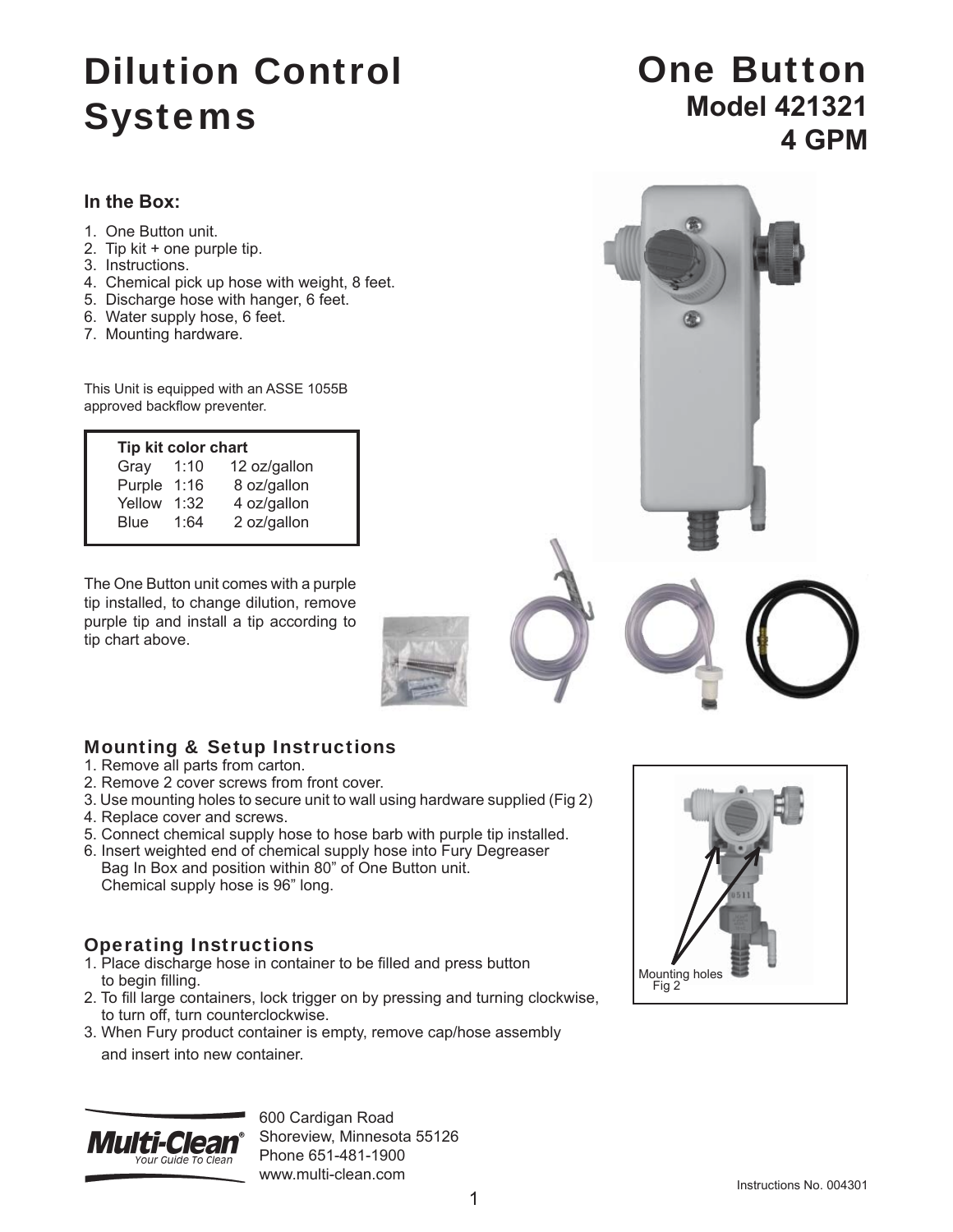# Dilution Control Systems

# One Button
## Model 421321
## 4 GPM

### In the Box:

1. One Button unit.
2. Tip kit + one purple tip.
3. Instructions.
4. Chemical pick up hose with weight, 8 feet.
5. Discharge hose with hanger, 6 feet.
6. Water supply hose, 6 feet.
7. Mounting hardware.

This Unit is equipped with an ASSE 1055B approved backflow preventer.

| Tip kit color chart | | |
|---|---|---|
| Gray | 1:10 | 12 oz/gallon |
| Purple | 1:16 | 8 oz/gallon |
| Yellow | 1:32 | 4 oz/gallon |
| Blue | 1:64 | 2 oz/gallon |

The One Button unit comes with a purple tip installed, to change dilution, remove purple tip and install a tip according to tip chart above.

## Mounting & Setup Instructions

1. Remove all parts from carton.
2. Remove 2 cover screws from front cover.
3. Use mounting holes to secure unit to wall using hardware supplied (Fig 2)
4. Replace cover and screws.
5. Connect chemical supply hose to hose barb with purple tip installed.
6. Insert weighted end of chemical supply hose into Fury Degreaser Bag In Box and position within 80" of One Button unit. Chemical supply hose is 96" long.

Mounting holes
Fig 2

## Operating Instructions

1. Place discharge hose in container to be filled and press button to begin filling.
2. To fill large containers, lock trigger on by pressing and turning clockwise, to turn off, turn counterclockwise.
3. When Fury product container is empty, remove cap/hose assembly and insert into new container.

Multi-Clean® Your Guide To Clean

600 Cardigan Road
Shoreview, Minnesota 55126
Phone 651-481-1900
www.multi-clean.com

Instructions No. 004301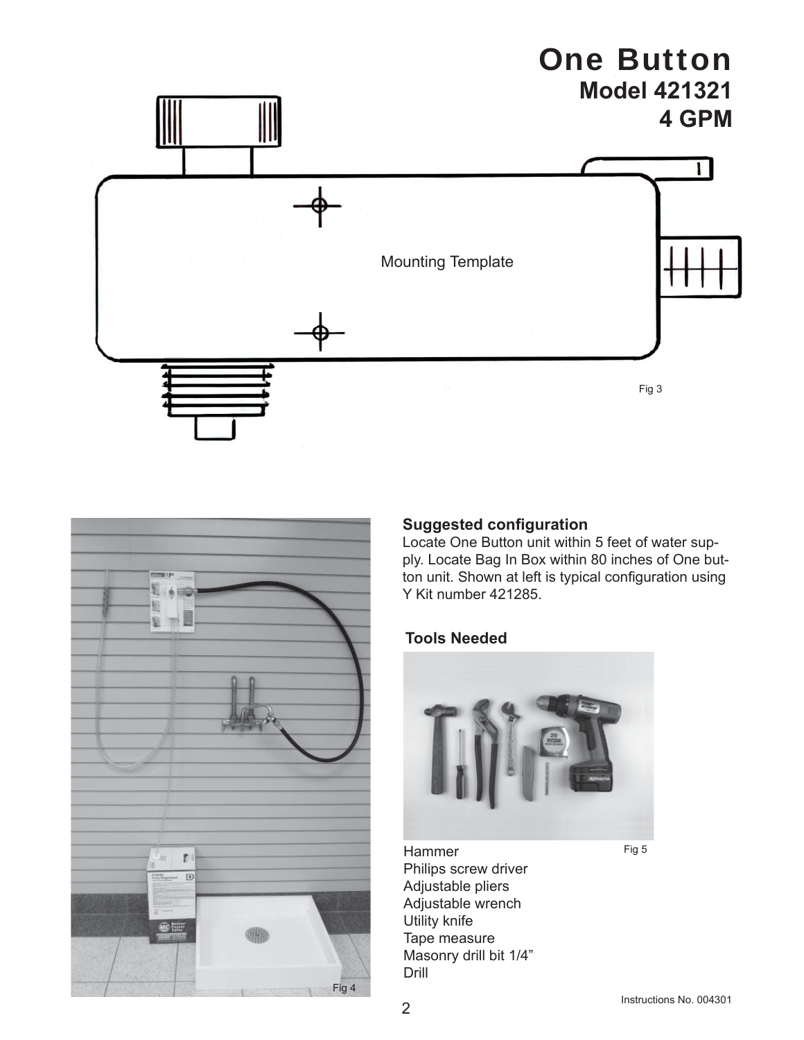# One Button
## Model 421321
## 4 GPM

Mounting Template

Fig 3

Fig 4

### Suggested configuration

Locate One Button unit within 5 feet of water supply. Locate Bag In Box within 80 inches of One button unit. Shown at left is typical configuration using Y Kit number 421285.

### Tools Needed

Fig 5

Hammer
Philips screw driver
Adjustable pliers
Adjustable wrench
Utility knife
Tape measure
Masonry drill bit 1/4”
Drill

Instructions No. 004301